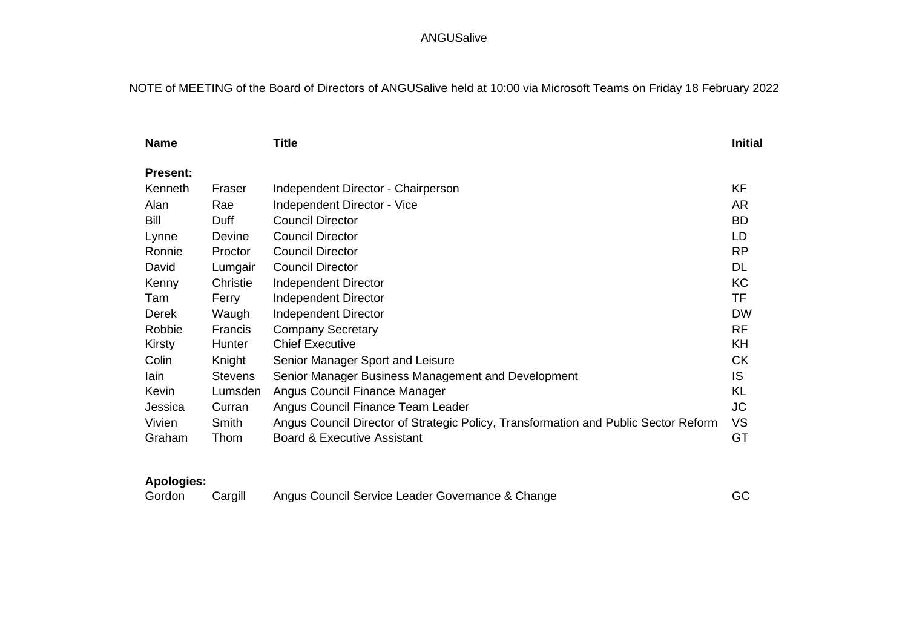ANGUSalive

NOTE of MEETING of the Board of Directors of ANGUSalive held at 10:00 via Microsoft Teams on Friday 18 February 2022

| Name | | Title | Initial |
|---|---|---|---|
| **Present:** | | | |
| Kenneth | Fraser | Independent Director - Chairperson | KF |
| Alan | Rae | Independent Director - Vice | AR |
| Bill | Duff | Council Director | BD |
| Lynne | Devine | Council Director | LD |
| Ronnie | Proctor | Council Director | RP |
| David | Lumgair | Council Director | DL |
| Kenny | Christie | Independent Director | KC |
| Tam | Ferry | Independent Director | TF |
| Derek | Waugh | Independent Director | DW |
| Robbie | Francis | Company Secretary | RF |
| Kirsty | Hunter | Chief Executive | KH |
| Colin | Knight | Senior Manager Sport and Leisure | CK |
| Iain | Stevens | Senior Manager Business Management and Development | IS |
| Kevin | Lumsden | Angus Council Finance Manager | KL |
| Jessica | Curran | Angus Council Finance Team Leader | JC |
| Vivien | Smith | Angus Council Director of Strategic Policy, Transformation and Public Sector Reform | VS |
| Graham | Thom | Board & Executive Assistant | GT |
| **Apologies:** | | | |
| Gordon | Cargill | Angus Council Service Leader Governance & Change | GC |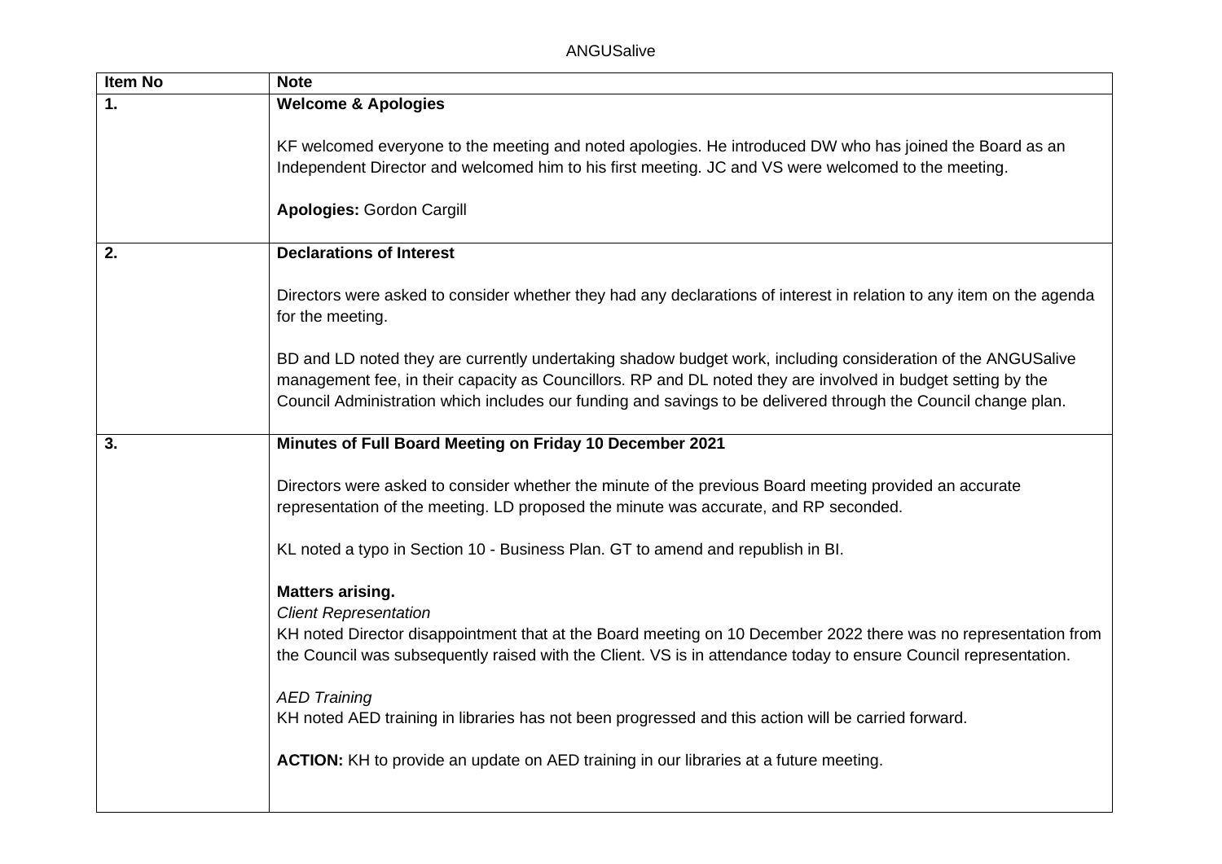| Item No | Note |
|---|---|
| **1.** | **Welcome & Apologies**<br><br>KF welcomed everyone to the meeting and noted apologies. He introduced DW who has joined the Board as an Independent Director and welcomed him to his first meeting. JC and VS were welcomed to the meeting.<br><br>**Apologies:** Gordon Cargill |
| **2.** | **Declarations of Interest**<br><br>Directors were asked to consider whether they had any declarations of interest in relation to any item on the agenda for the meeting.<br><br>BD and LD noted they are currently undertaking shadow budget work, including consideration of the ANGUSalive management fee, in their capacity as Councillors. RP and DL noted they are involved in budget setting by the Council Administration which includes our funding and savings to be delivered through the Council change plan. |
| **3.** | **Minutes of Full Board Meeting on Friday 10 December 2021**<br><br>Directors were asked to consider whether the minute of the previous Board meeting provided an accurate representation of the meeting. LD proposed the minute was accurate, and RP seconded.<br><br>KL noted a typo in Section 10 - Business Plan. GT to amend and republish in BI.<br><br>**Matters arising.**<br>*Client Representation*<br>KH noted Director disappointment that at the Board meeting on 10 December 2022 there was no representation from the Council was subsequently raised with the Client. VS is in attendance today to ensure Council representation.<br><br>*AED Training*<br>KH noted AED training in libraries has not been progressed and this action will be carried forward.<br><br>**ACTION:** KH to provide an update on AED training in our libraries at a future meeting. |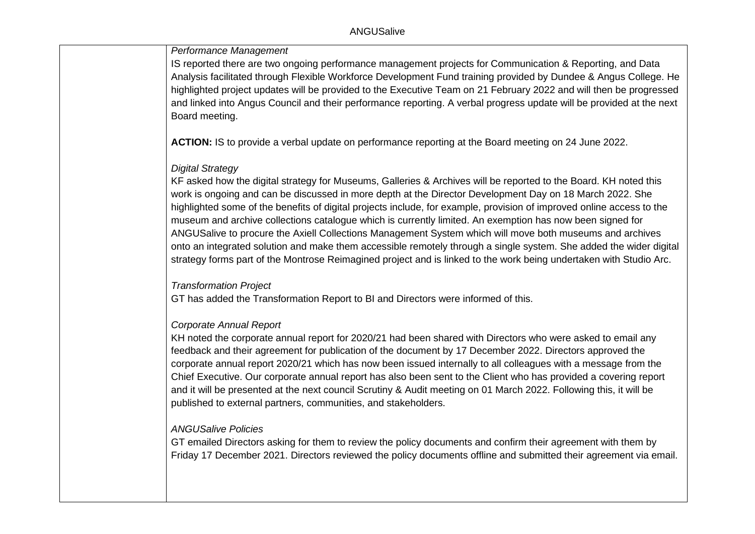*Performance Management*

IS reported there are two ongoing performance management projects for Communication & Reporting, and Data Analysis facilitated through Flexible Workforce Development Fund training provided by Dundee & Angus College. He highlighted project updates will be provided to the Executive Team on 21 February 2022 and will then be progressed and linked into Angus Council and their performance reporting. A verbal progress update will be provided at the next Board meeting.

**ACTION:** IS to provide a verbal update on performance reporting at the Board meeting on 24 June 2022.

*Digital Strategy*

KF asked how the digital strategy for Museums, Galleries & Archives will be reported to the Board. KH noted this work is ongoing and can be discussed in more depth at the Director Development Day on 18 March 2022. She highlighted some of the benefits of digital projects include, for example, provision of improved online access to the museum and archive collections catalogue which is currently limited. An exemption has now been signed for ANGUSalive to procure the Axiell Collections Management System which will move both museums and archives onto an integrated solution and make them accessible remotely through a single system. She added the wider digital strategy forms part of the Montrose Reimagined project and is linked to the work being undertaken with Studio Arc.

*Transformation Project*

GT has added the Transformation Report to BI and Directors were informed of this.

*Corporate Annual Report*

KH noted the corporate annual report for 2020/21 had been shared with Directors who were asked to email any feedback and their agreement for publication of the document by 17 December 2022. Directors approved the corporate annual report 2020/21 which has now been issued internally to all colleagues with a message from the Chief Executive. Our corporate annual report has also been sent to the Client who has provided a covering report and it will be presented at the next council Scrutiny & Audit meeting on 01 March 2022. Following this, it will be published to external partners, communities, and stakeholders.

*ANGUSalive Policies*

GT emailed Directors asking for them to review the policy documents and confirm their agreement with them by Friday 17 December 2021. Directors reviewed the policy documents offline and submitted their agreement via email.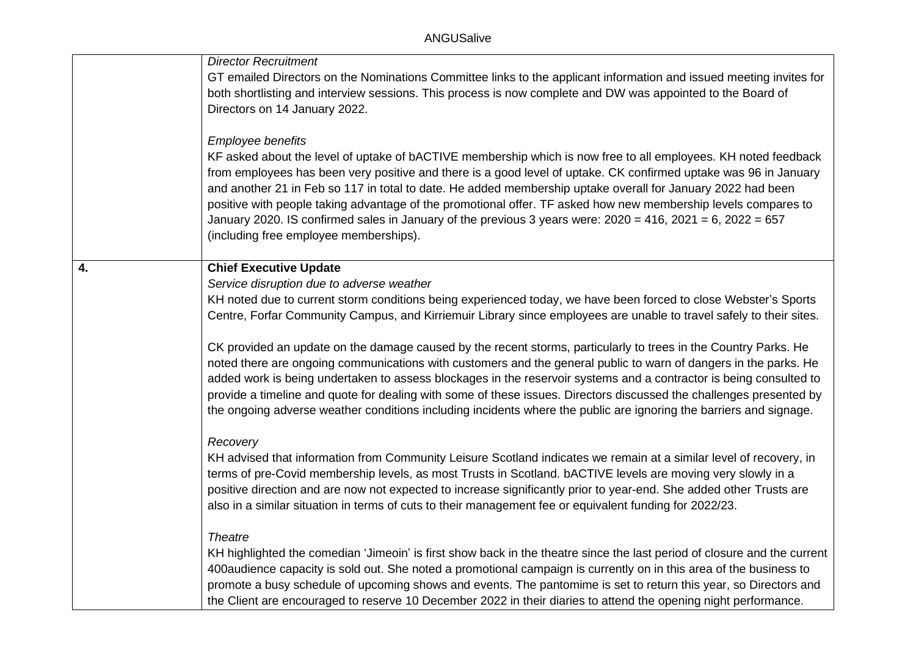| | |
|---|---|
| | *Director Recruitment*<br>GT emailed Directors on the Nominations Committee links to the applicant information and issued meeting invites for both shortlisting and interview sessions. This process is now complete and DW was appointed to the Board of Directors on 14 January 2022.<br><br>*Employee benefits*<br>KF asked about the level of uptake of bACTIVE membership which is now free to all employees. KH noted feedback from employees has been very positive and there is a good level of uptake. CK confirmed uptake was 96 in January and another 21 in Feb so 117 in total to date. He added membership uptake overall for January 2022 had been positive with people taking advantage of the promotional offer. TF asked how new membership levels compares to January 2020. IS confirmed sales in January of the previous 3 years were: 2020 = 416, 2021 = 6, 2022 = 657 (including free employee memberships). |
| **4.** | **Chief Executive Update**<br>*Service disruption due to adverse weather*<br>KH noted due to current storm conditions being experienced today, we have been forced to close Webster's Sports Centre, Forfar Community Campus, and Kirriemuir Library since employees are unable to travel safely to their sites.<br><br>CK provided an update on the damage caused by the recent storms, particularly to trees in the Country Parks. He noted there are ongoing communications with customers and the general public to warn of dangers in the parks. He added work is being undertaken to assess blockages in the reservoir systems and a contractor is being consulted to provide a timeline and quote for dealing with some of these issues. Directors discussed the challenges presented by the ongoing adverse weather conditions including incidents where the public are ignoring the barriers and signage.<br><br>*Recovery*<br>KH advised that information from Community Leisure Scotland indicates we remain at a similar level of recovery, in terms of pre-Covid membership levels, as most Trusts in Scotland. bACTIVE levels are moving very slowly in a positive direction and are now not expected to increase significantly prior to year-end. She added other Trusts are also in a similar situation in terms of cuts to their management fee or equivalent funding for 2022/23.<br><br>*Theatre*<br>KH highlighted the comedian 'Jimeoin' is first show back in the theatre since the last period of closure and the current 400audience capacity is sold out. She noted a promotional campaign is currently on in this area of the business to promote a busy schedule of upcoming shows and events. The pantomime is set to return this year, so Directors and the Client are encouraged to reserve 10 December 2022 in their diaries to attend the opening night performance. |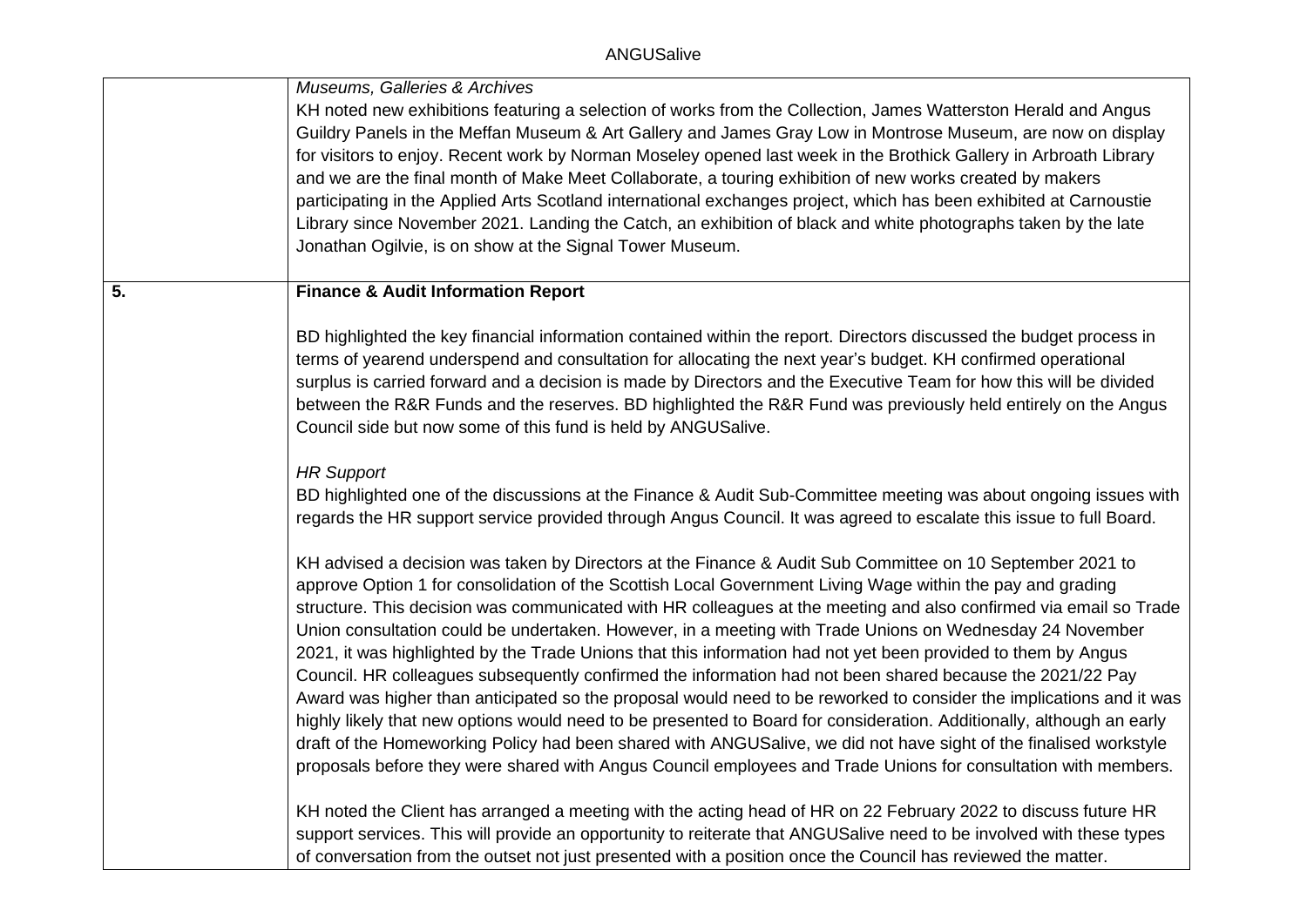| | |
|---|---|
| | *Museums, Galleries & Archives*<br>KH noted new exhibitions featuring a selection of works from the Collection, James Watterston Herald and Angus Guildry Panels in the Meffan Museum & Art Gallery and James Gray Low in Montrose Museum, are now on display for visitors to enjoy. Recent work by Norman Moseley opened last week in the Brothick Gallery in Arbroath Library and we are the final month of Make Meet Collaborate, a touring exhibition of new works created by makers participating in the Applied Arts Scotland international exchanges project, which has been exhibited at Carnoustie Library since November 2021. Landing the Catch, an exhibition of black and white photographs taken by the late Jonathan Ogilvie, is on show at the Signal Tower Museum. |
| **5.** | **Finance & Audit Information Report**<br><br>BD highlighted the key financial information contained within the report. Directors discussed the budget process in terms of yearend underspend and consultation for allocating the next year's budget. KH confirmed operational surplus is carried forward and a decision is made by Directors and the Executive Team for how this will be divided between the R&R Funds and the reserves. BD highlighted the R&R Fund was previously held entirely on the Angus Council side but now some of this fund is held by ANGUSalive.<br><br>*HR Support*<br>BD highlighted one of the discussions at the Finance & Audit Sub-Committee meeting was about ongoing issues with regards the HR support service provided through Angus Council. It was agreed to escalate this issue to full Board.<br><br>KH advised a decision was taken by Directors at the Finance & Audit Sub Committee on 10 September 2021 to approve Option 1 for consolidation of the Scottish Local Government Living Wage within the pay and grading structure. This decision was communicated with HR colleagues at the meeting and also confirmed via email so Trade Union consultation could be undertaken. However, in a meeting with Trade Unions on Wednesday 24 November 2021, it was highlighted by the Trade Unions that this information had not yet been provided to them by Angus Council. HR colleagues subsequently confirmed the information had not been shared because the 2021/22 Pay Award was higher than anticipated so the proposal would need to be reworked to consider the implications and it was highly likely that new options would need to be presented to Board for consideration. Additionally, although an early draft of the Homeworking Policy had been shared with ANGUSalive, we did not have sight of the finalised workstyle proposals before they were shared with Angus Council employees and Trade Unions for consultation with members.<br><br>KH noted the Client has arranged a meeting with the acting head of HR on 22 February 2022 to discuss future HR support services. This will provide an opportunity to reiterate that ANGUSalive need to be involved with these types of conversation from the outset not just presented with a position once the Council has reviewed the matter. |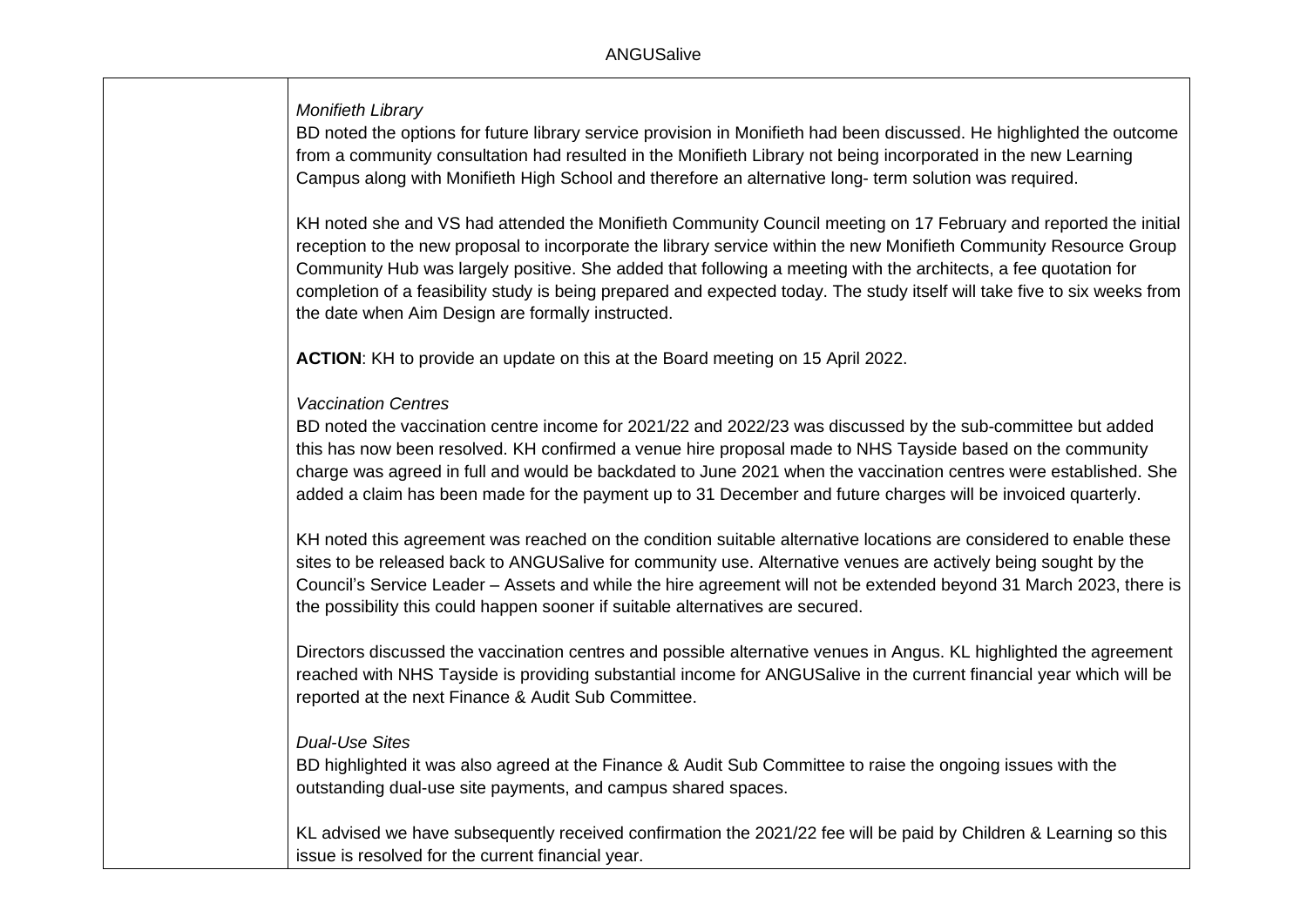*Monifieth Library*

BD noted the options for future library service provision in Monifieth had been discussed. He highlighted the outcome from a community consultation had resulted in the Monifieth Library not being incorporated in the new Learning Campus along with Monifieth High School and therefore an alternative long- term solution was required.

KH noted she and VS had attended the Monifieth Community Council meeting on 17 February and reported the initial reception to the new proposal to incorporate the library service within the new Monifieth Community Resource Group Community Hub was largely positive. She added that following a meeting with the architects, a fee quotation for completion of a feasibility study is being prepared and expected today. The study itself will take five to six weeks from the date when Aim Design are formally instructed.

**ACTION**: KH to provide an update on this at the Board meeting on 15 April 2022.

*Vaccination Centres*

BD noted the vaccination centre income for 2021/22 and 2022/23 was discussed by the sub-committee but added this has now been resolved. KH confirmed a venue hire proposal made to NHS Tayside based on the community charge was agreed in full and would be backdated to June 2021 when the vaccination centres were established. She added a claim has been made for the payment up to 31 December and future charges will be invoiced quarterly.

KH noted this agreement was reached on the condition suitable alternative locations are considered to enable these sites to be released back to ANGUSalive for community use. Alternative venues are actively being sought by the Council's Service Leader – Assets and while the hire agreement will not be extended beyond 31 March 2023, there is the possibility this could happen sooner if suitable alternatives are secured.

Directors discussed the vaccination centres and possible alternative venues in Angus. KL highlighted the agreement reached with NHS Tayside is providing substantial income for ANGUSalive in the current financial year which will be reported at the next Finance & Audit Sub Committee.

*Dual-Use Sites*

BD highlighted it was also agreed at the Finance & Audit Sub Committee to raise the ongoing issues with the outstanding dual-use site payments, and campus shared spaces.

KL advised we have subsequently received confirmation the 2021/22 fee will be paid by Children & Learning so this issue is resolved for the current financial year.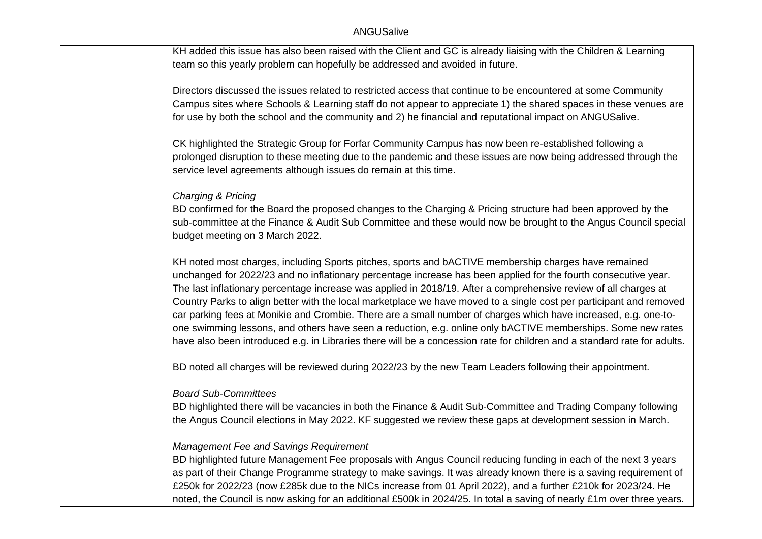KH added this issue has also been raised with the Client and GC is already liaising with the Children & Learning team so this yearly problem can hopefully be addressed and avoided in future.

Directors discussed the issues related to restricted access that continue to be encountered at some Community Campus sites where Schools & Learning staff do not appear to appreciate 1) the shared spaces in these venues are for use by both the school and the community and 2) he financial and reputational impact on ANGUSalive.

CK highlighted the Strategic Group for Forfar Community Campus has now been re-established following a prolonged disruption to these meeting due to the pandemic and these issues are now being addressed through the service level agreements although issues do remain at this time.

*Charging & Pricing*
BD confirmed for the Board the proposed changes to the Charging & Pricing structure had been approved by the sub-committee at the Finance & Audit Sub Committee and these would now be brought to the Angus Council special budget meeting on 3 March 2022.

KH noted most charges, including Sports pitches, sports and bACTIVE membership charges have remained unchanged for 2022/23 and no inflationary percentage increase has been applied for the fourth consecutive year. The last inflationary percentage increase was applied in 2018/19. After a comprehensive review of all charges at Country Parks to align better with the local marketplace we have moved to a single cost per participant and removed car parking fees at Monikie and Crombie. There are a small number of charges which have increased, e.g. one-to-one swimming lessons, and others have seen a reduction, e.g. online only bACTIVE memberships. Some new rates have also been introduced e.g. in Libraries there will be a concession rate for children and a standard rate for adults.

BD noted all charges will be reviewed during 2022/23 by the new Team Leaders following their appointment.

*Board Sub-Committees*
BD highlighted there will be vacancies in both the Finance & Audit Sub-Committee and Trading Company following the Angus Council elections in May 2022. KF suggested we review these gaps at development session in March.

*Management Fee and Savings Requirement*
BD highlighted future Management Fee proposals with Angus Council reducing funding in each of the next 3 years as part of their Change Programme strategy to make savings. It was already known there is a saving requirement of £250k for 2022/23 (now £285k due to the NICs increase from 01 April 2022), and a further £210k for 2023/24. He noted, the Council is now asking for an additional £500k in 2024/25. In total a saving of nearly £1m over three years.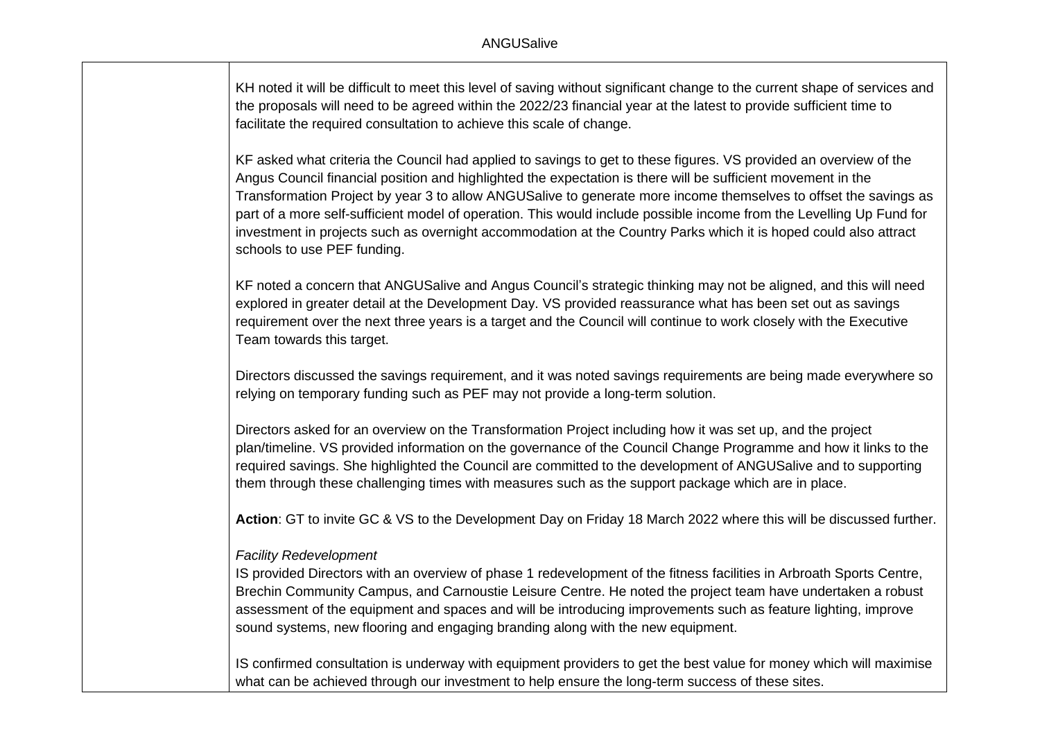| | |
|---|---|
| | KH noted it will be difficult to meet this level of saving without significant change to the current shape of services and the proposals will need to be agreed within the 2022/23 financial year at the latest to provide sufficient time to facilitate the required consultation to achieve this scale of change.<br><br>KF asked what criteria the Council had applied to savings to get to these figures. VS provided an overview of the Angus Council financial position and highlighted the expectation is there will be sufficient movement in the Transformation Project by year 3 to allow ANGUSalive to generate more income themselves to offset the savings as part of a more self-sufficient model of operation. This would include possible income from the Levelling Up Fund for investment in projects such as overnight accommodation at the Country Parks which it is hoped could also attract schools to use PEF funding.<br><br>KF noted a concern that ANGUSalive and Angus Council's strategic thinking may not be aligned, and this will need explored in greater detail at the Development Day. VS provided reassurance what has been set out as savings requirement over the next three years is a target and the Council will continue to work closely with the Executive Team towards this target.<br><br>Directors discussed the savings requirement, and it was noted savings requirements are being made everywhere so relying on temporary funding such as PEF may not provide a long-term solution.<br><br>Directors asked for an overview on the Transformation Project including how it was set up, and the project plan/timeline. VS provided information on the governance of the Council Change Programme and how it links to the required savings. She highlighted the Council are committed to the development of ANGUSalive and to supporting them through these challenging times with measures such as the support package which are in place.<br><br>**Action**: GT to invite GC & VS to the Development Day on Friday 18 March 2022 where this will be discussed further.<br><br>*Facility Redevelopment*<br>IS provided Directors with an overview of phase 1 redevelopment of the fitness facilities in Arbroath Sports Centre, Brechin Community Campus, and Carnoustie Leisure Centre. He noted the project team have undertaken a robust assessment of the equipment and spaces and will be introducing improvements such as feature lighting, improve sound systems, new flooring and engaging branding along with the new equipment.<br><br>IS confirmed consultation is underway with equipment providers to get the best value for money which will maximise what can be achieved through our investment to help ensure the long-term success of these sites. |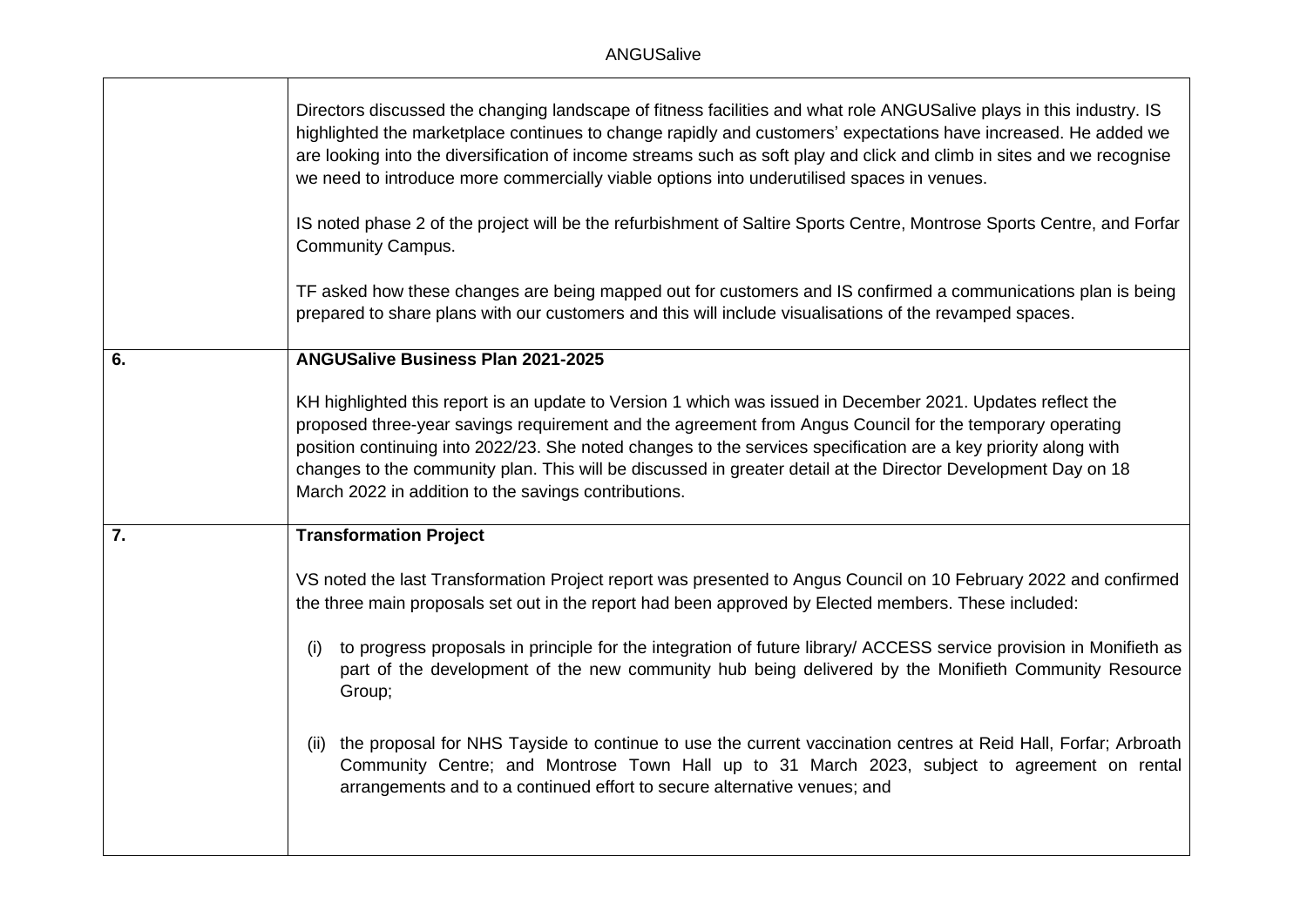| | |
|---|---|
| | Directors discussed the changing landscape of fitness facilities and what role ANGUSalive plays in this industry. IS highlighted the marketplace continues to change rapidly and customers' expectations have increased. He added we are looking into the diversification of income streams such as soft play and click and climb in sites and we recognise we need to introduce more commercially viable options into underutilised spaces in venues.<br><br>IS noted phase 2 of the project will be the refurbishment of Saltire Sports Centre, Montrose Sports Centre, and Forfar Community Campus.<br><br>TF asked how these changes are being mapped out for customers and IS confirmed a communications plan is being prepared to share plans with our customers and this will include visualisations of the revamped spaces. |
| **6.** | **ANGUSalive Business Plan 2021-2025**<br><br>KH highlighted this report is an update to Version 1 which was issued in December 2021. Updates reflect the proposed three-year savings requirement and the agreement from Angus Council for the temporary operating position continuing into 2022/23. She noted changes to the services specification are a key priority along with changes to the community plan. This will be discussed in greater detail at the Director Development Day on 18 March 2022 in addition to the savings contributions. |
| **7.** | **Transformation Project**<br><br>VS noted the last Transformation Project report was presented to Angus Council on 10 February 2022 and confirmed the three main proposals set out in the report had been approved by Elected members. These included:<br><br>(i) to progress proposals in principle for the integration of future library/ ACCESS service provision in Monifieth as part of the development of the new community hub being delivered by the Monifieth Community Resource Group;<br><br>(ii) the proposal for NHS Tayside to continue to use the current vaccination centres at Reid Hall, Forfar; Arbroath Community Centre; and Montrose Town Hall up to 31 March 2023, subject to agreement on rental arrangements and to a continued effort to secure alternative venues; and |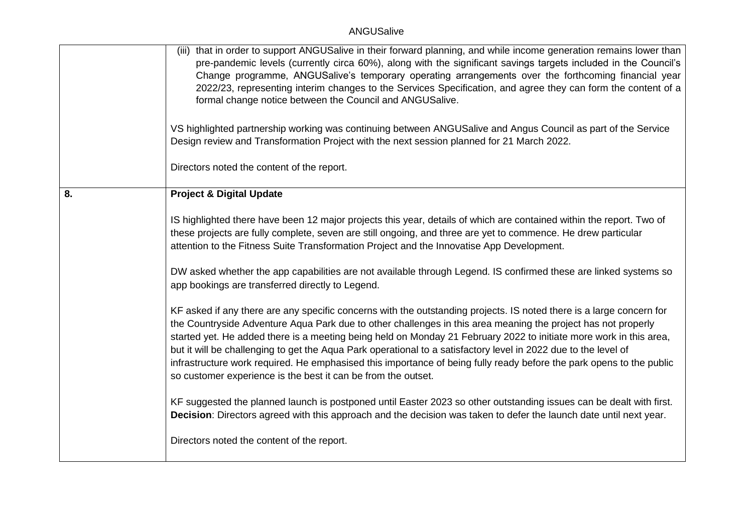| | |
|---|---|
| | (iii) that in order to support ANGUSalive in their forward planning, and while income generation remains lower than pre-pandemic levels (currently circa 60%), along with the significant savings targets included in the Council's Change programme, ANGUSalive's temporary operating arrangements over the forthcoming financial year 2022/23, representing interim changes to the Services Specification, and agree they can form the content of a formal change notice between the Council and ANGUSalive.<br><br>VS highlighted partnership working was continuing between ANGUSalive and Angus Council as part of the Service Design review and Transformation Project with the next session planned for 21 March 2022.<br><br>Directors noted the content of the report. |
| **8.** | **Project & Digital Update**<br><br>IS highlighted there have been 12 major projects this year, details of which are contained within the report. Two of these projects are fully complete, seven are still ongoing, and three are yet to commence. He drew particular attention to the Fitness Suite Transformation Project and the Innovatise App Development.<br><br>DW asked whether the app capabilities are not available through Legend. IS confirmed these are linked systems so app bookings are transferred directly to Legend.<br><br>KF asked if any there are any specific concerns with the outstanding projects. IS noted there is a large concern for the Countryside Adventure Aqua Park due to other challenges in this area meaning the project has not properly started yet. He added there is a meeting being held on Monday 21 February 2022 to initiate more work in this area, but it will be challenging to get the Aqua Park operational to a satisfactory level in 2022 due to the level of infrastructure work required. He emphasised this importance of being fully ready before the park opens to the public so customer experience is the best it can be from the outset.<br><br>KF suggested the planned launch is postponed until Easter 2023 so other outstanding issues can be dealt with first. **Decision**: Directors agreed with this approach and the decision was taken to defer the launch date until next year.<br><br>Directors noted the content of the report. |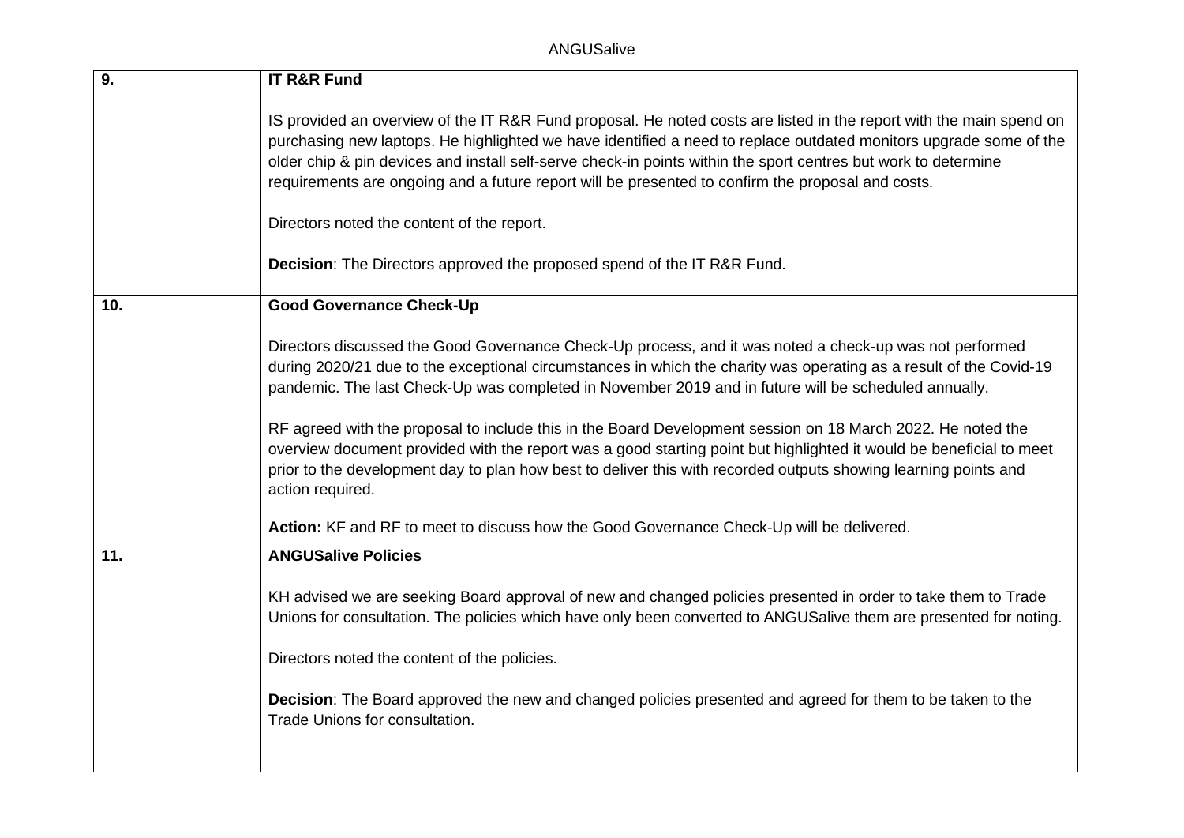| | |
|---|---|
| **9.** | **IT R&R Fund**<br><br>IS provided an overview of the IT R&R Fund proposal. He noted costs are listed in the report with the main spend on purchasing new laptops. He highlighted we have identified a need to replace outdated monitors upgrade some of the older chip & pin devices and install self-serve check-in points within the sport centres but work to determine requirements are ongoing and a future report will be presented to confirm the proposal and costs.<br><br>Directors noted the content of the report.<br><br>**Decision**: The Directors approved the proposed spend of the IT R&R Fund. |
| **10.** | **Good Governance Check-Up**<br><br>Directors discussed the Good Governance Check-Up process, and it was noted a check-up was not performed during 2020/21 due to the exceptional circumstances in which the charity was operating as a result of the Covid-19 pandemic. The last Check-Up was completed in November 2019 and in future will be scheduled annually.<br><br>RF agreed with the proposal to include this in the Board Development session on 18 March 2022. He noted the overview document provided with the report was a good starting point but highlighted it would be beneficial to meet prior to the development day to plan how best to deliver this with recorded outputs showing learning points and action required.<br><br>**Action:** KF and RF to meet to discuss how the Good Governance Check-Up will be delivered. |
| **11.** | **ANGUSalive Policies**<br><br>KH advised we are seeking Board approval of new and changed policies presented in order to take them to Trade Unions for consultation. The policies which have only been converted to ANGUSalive them are presented for noting.<br><br>Directors noted the content of the policies.<br><br>**Decision**: The Board approved the new and changed policies presented and agreed for them to be taken to the Trade Unions for consultation. |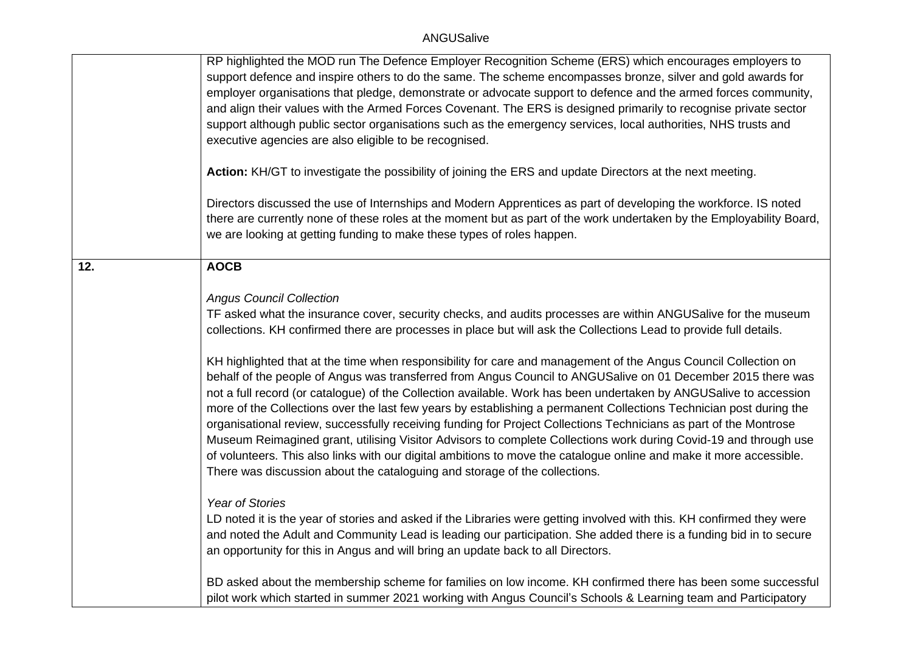| | |
|---|---|
| | RP highlighted the MOD run The Defence Employer Recognition Scheme (ERS) which encourages employers to support defence and inspire others to do the same. The scheme encompasses bronze, silver and gold awards for employer organisations that pledge, demonstrate or advocate support to defence and the armed forces community, and align their values with the Armed Forces Covenant. The ERS is designed primarily to recognise private sector support although public sector organisations such as the emergency services, local authorities, NHS trusts and executive agencies are also eligible to be recognised.<br><br>**Action:** KH/GT to investigate the possibility of joining the ERS and update Directors at the next meeting.<br><br>Directors discussed the use of Internships and Modern Apprentices as part of developing the workforce. IS noted there are currently none of these roles at the moment but as part of the work undertaken by the Employability Board, we are looking at getting funding to make these types of roles happen. |
| **12.** | **AOCB**<br><br>*Angus Council Collection*<br>TF asked what the insurance cover, security checks, and audits processes are within ANGUSalive for the museum collections. KH confirmed there are processes in place but will ask the Collections Lead to provide full details.<br><br>KH highlighted that at the time when responsibility for care and management of the Angus Council Collection on behalf of the people of Angus was transferred from Angus Council to ANGUSalive on 01 December 2015 there was not a full record (or catalogue) of the Collection available. Work has been undertaken by ANGUSalive to accession more of the Collections over the last few years by establishing a permanent Collections Technician post during the organisational review, successfully receiving funding for Project Collections Technicians as part of the Montrose Museum Reimagined grant, utilising Visitor Advisors to complete Collections work during Covid-19 and through use of volunteers. This also links with our digital ambitions to move the catalogue online and make it more accessible. There was discussion about the cataloguing and storage of the collections.<br><br>*Year of Stories*<br>LD noted it is the year of stories and asked if the Libraries were getting involved with this. KH confirmed they were and noted the Adult and Community Lead is leading our participation. She added there is a funding bid in to secure an opportunity for this in Angus and will bring an update back to all Directors.<br><br>BD asked about the membership scheme for families on low income. KH confirmed there has been some successful pilot work which started in summer 2021 working with Angus Council's Schools & Learning team and Participatory |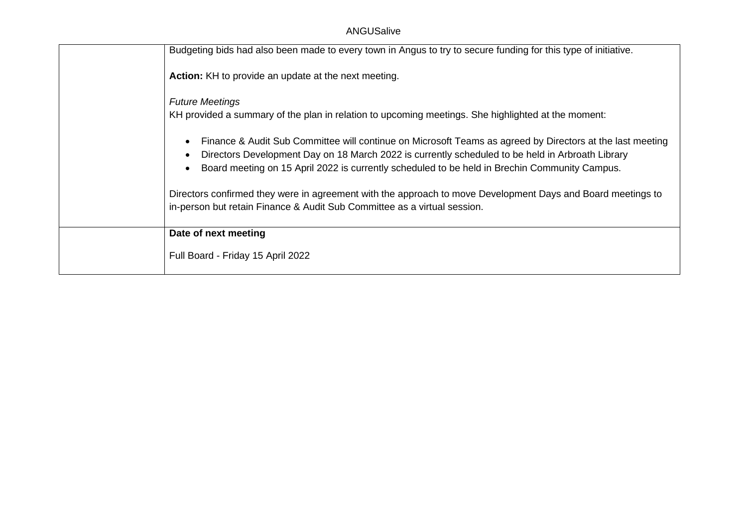| | |
|---|---|
| | Budgeting bids had also been made to every town in Angus to try to secure funding for this type of initiative.<br><br>**Action:** KH to provide an update at the next meeting.<br><br>*Future Meetings*<br>KH provided a summary of the plan in relation to upcoming meetings. She highlighted at the moment:<br><br>• Finance & Audit Sub Committee will continue on Microsoft Teams as agreed by Directors at the last meeting<br>• Directors Development Day on 18 March 2022 is currently scheduled to be held in Arbroath Library<br>• Board meeting on 15 April 2022 is currently scheduled to be held in Brechin Community Campus.<br><br>Directors confirmed they were in agreement with the approach to move Development Days and Board meetings to in-person but retain Finance & Audit Sub Committee as a virtual session. |
| | **Date of next meeting**<br><br>Full Board - Friday 15 April 2022 |